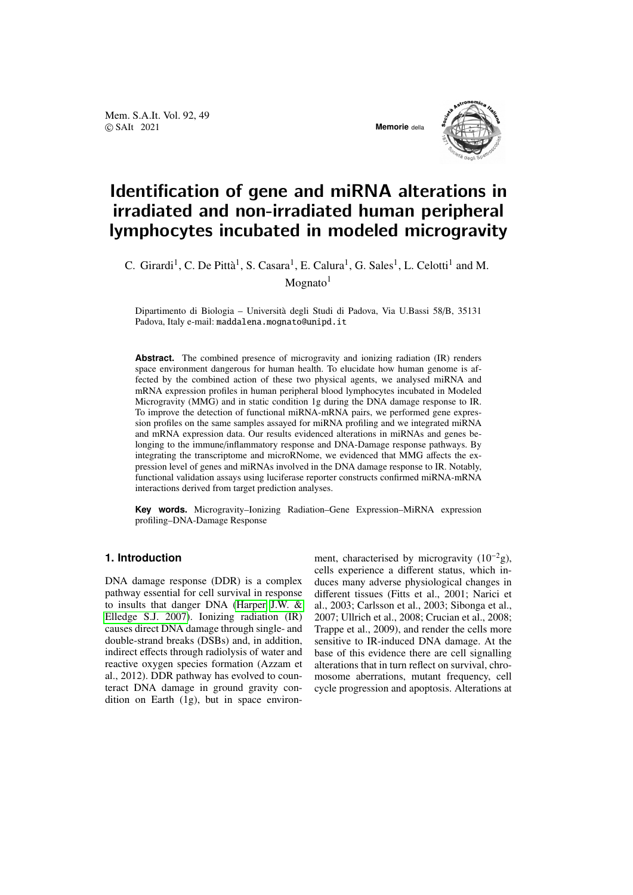# Identification of gene and miRNA alterations in irradiated and non-irradiated human peripheral lymphocytes incubated in modeled microgravity

C. Girardi[1], C. De Pittà[1], S. Casara[1], E. Calura[1], G. Sales[1], L. Celotti[1] and M. Mognato[1]

Dipartimento di Biologia – Università degli Studi di Padova, Via U.Bassi 58/B, 35131 Padova, Italy e-mail: maddalena.mognato@unipd.it

**Abstract.** The combined presence of microgravity and ionizing radiation (IR) renders space environment dangerous for human health. To elucidate how human genome is affected by the combined action of these two physical agents, we analysed miRNA and mRNA expression profiles in human peripheral blood lymphocytes incubated in Modeled Microgravity (MMG) and in static condition 1g during the DNA damage response to IR. To improve the detection of functional miRNA-mRNA pairs, we performed gene expression profiles on the same samples assayed for miRNA profiling and we integrated miRNA and mRNA expression data. Our results evidenced alterations in miRNAs and genes belonging to the immune/inflammatory response and DNA-Damage response pathways. By integrating the transcriptome and microRNome, we evidenced that MMG affects the expression level of genes and miRNAs involved in the DNA damage response to IR. Notably, functional validation assays using luciferase reporter constructs confirmed miRNA-mRNA interactions derived from target prediction analyses.

**Key words.** Microgravity–Ionizing Radiation–Gene Expression–MiRNA expression profiling–DNA-Damage Response

## 1. Introduction

DNA damage response (DDR) is a complex pathway essential for cell survival in response to insults that danger DNA (Harper J.W. & Elledge S.J. 2007). Ionizing radiation (IR) causes direct DNA damage through single- and double-strand breaks (DSBs) and, in addition, indirect effects through radiolysis of water and reactive oxygen species formation (Azzam et al., 2012). DDR pathway has evolved to counteract DNA damage in ground gravity condition on Earth (1g), but in space environment, characterised by microgravity ($10^{-2}$g), cells experience a different status, which induces many adverse physiological changes in different tissues (Fitts et al., 2001; Narici et al., 2003; Carlsson et al., 2003; Sibonga et al., 2007; Ullrich et al., 2008; Crucian et al., 2008; Trappe et al., 2009), and render the cells more sensitive to IR-induced DNA damage. At the base of this evidence there are cell signalling alterations that in turn reflect on survival, chromosome aberrations, mutant frequency, cell cycle progression and apoptosis. Alterations at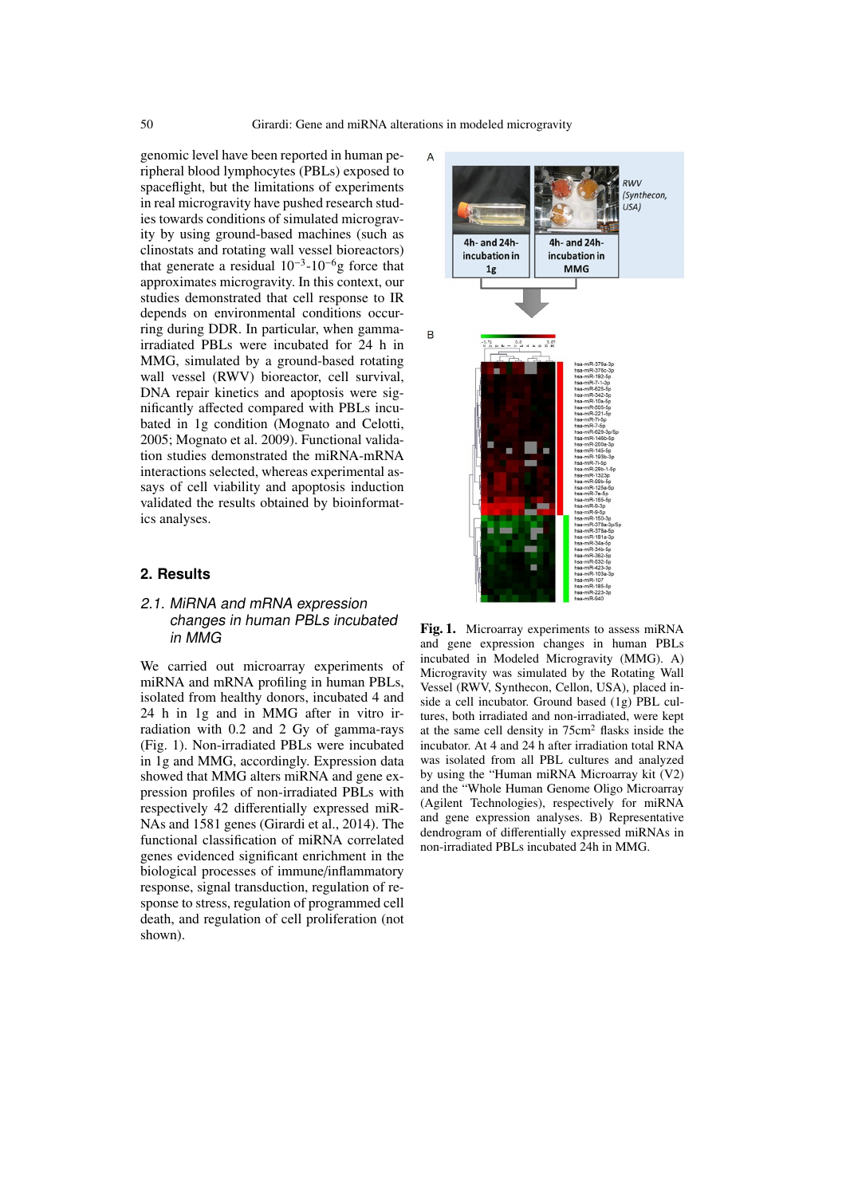genomic level have been reported in human peripheral blood lymphocytes (PBLs) exposed to spaceflight, but the limitations of experiments in real microgravity have pushed research studies towards conditions of simulated microgravity by using ground-based machines (such as clinostats and rotating wall vessel bioreactors) that generate a residual $10^{-3}$-$10^{-6}$g force that approximates microgravity. In this context, our studies demonstrated that cell response to IR depends on environmental conditions occurring during DDR. In particular, when gamma-irradiated PBLs were incubated for 24 h in MMG, simulated by a ground-based rotating wall vessel (RWV) bioreactor, cell survival, DNA repair kinetics and apoptosis were significantly affected compared with PBLs incubated in 1g condition (Mognato and Celotti, 2005; Mognato et al. 2009). Functional validation studies demonstrated the miRNA-mRNA interactions selected, whereas experimental assays of cell viability and apoptosis induction validated the results obtained by bioinformatics analyses.

## 2. Results

### 2.1. MiRNA and mRNA expression changes in human PBLs incubated in MMG

We carried out microarray experiments of miRNA and mRNA profiling in human PBLs, isolated from healthy donors, incubated 4 and 24 h in 1g and in MMG after in vitro irradiation with 0.2 and 2 Gy of gamma-rays (Fig. 1). Non-irradiated PBLs were incubated in 1g and MMG, accordingly. Expression data showed that MMG alters miRNA and gene expression profiles of non-irradiated PBLs with respectively 42 differentially expressed miRNAs and 1581 genes (Girardi et al., 2014). The functional classification of miRNA correlated genes evidenced significant enrichment in the biological processes of immune/inflammatory response, signal transduction, regulation of response to stress, regulation of programmed cell death, and regulation of cell proliferation (not shown).

**Fig. 1.** Microarray experiments to assess miRNA and gene expression changes in human PBLs incubated in Modeled Micrograviy (MMG). A) Micrograviy was simulated by the Rotating Wall Vessel (RWV, Synthecon, Cellon, USA), placed inside a cell incubator. Ground based (1g) PBL cultures, both irradiated and non-irradiated, were kept at the same cell density in 75cm$^2$ flasks inside the incubator. At 4 and 24 h after irradiation total RNA was isolated from all PBL cultures and analyzed by using the "Human miRNA Microarray kit (V2) and the "Whole Human Genome Oligo Microarray (Agilent Technologies), respectively for miRNA and gene expression analyses. B) Representative dendrogram of differentially expressed miRNAs in non-irradiated PBLs incubated 24h in MMG.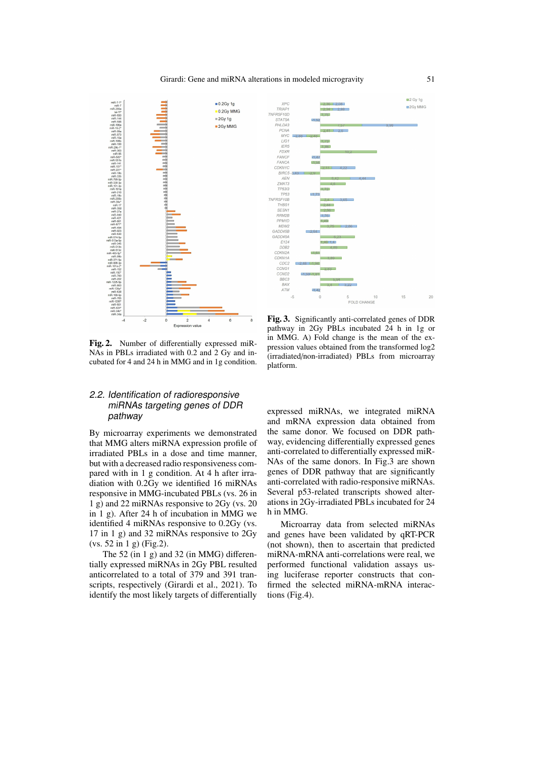**Fig. 2.** Number of differentially expressed miRNAs in PBLs irradiated with 0.2 and 2 Gy and incubated for 4 and 24 h in MMG and in 1g condition.

**Fig. 3.** Significantly anti-correlated genes of DDR pathway in 2Gy PBLs incubated 24 h in 1g or in MMG. A) Fold change is the mean of the expression values obtained from the transformed log2 (irradiated/non-irradiated) PBLs from microarray platform.

### 2.2. *Identification of radioresponsive miRNAs targeting genes of DDR pathway*

By microarray experiments we demonstrated that MMG alters miRNA expression profile of irradiated PBLs in a dose and time manner, but with a decreased radio responsiveness compared with in 1 g condition. At 4 h after irradiation with 0.2Gy we identified 16 miRNAs responsive in MMG-incubated PBLs (vs. 26 in 1 g) and 22 miRNAs responsive to 2Gy (vs. 20 in 1 g). After 24 h of incubation in MMG we identified 4 miRNAs responsive to 0.2Gy (vs. 17 in 1 g) and 32 miRNAs responsive to 2Gy (vs. 52 in 1 g) (Fig.2).

The 52 (in 1 g) and 32 (in MMG) differentially expressed miRNAs in 2Gy PBL resulted anticorrelated to a total of 379 and 391 transcripts, respectively (Girardi et al., 2021). To identify the most likely targets of differentially expressed miRNAs, we integrated miRNA and mRNA expression data obtained from the same donor. We focused on DDR pathway, evidencing differentially expressed genes anti-correlated to differentially expressed miRNAs of the same donors. In Fig.3 are shown genes of DDR pathway that are significantly anti-correlated with radio-responsive miRNAs. Several p53-related transcripts showed alterations in 2Gy-irradiated PBLs incubated for 24 h in MMG.

Microarray data from selected miRNAs and genes have been validated by qRT-PCR (not shown), then to ascertain that predicted miRNA-mRNA anti-correlations were real, we performed functional validation assays using luciferase reporter constructs that confirmed the selected miRNA-mRNA interactions (Fig.4).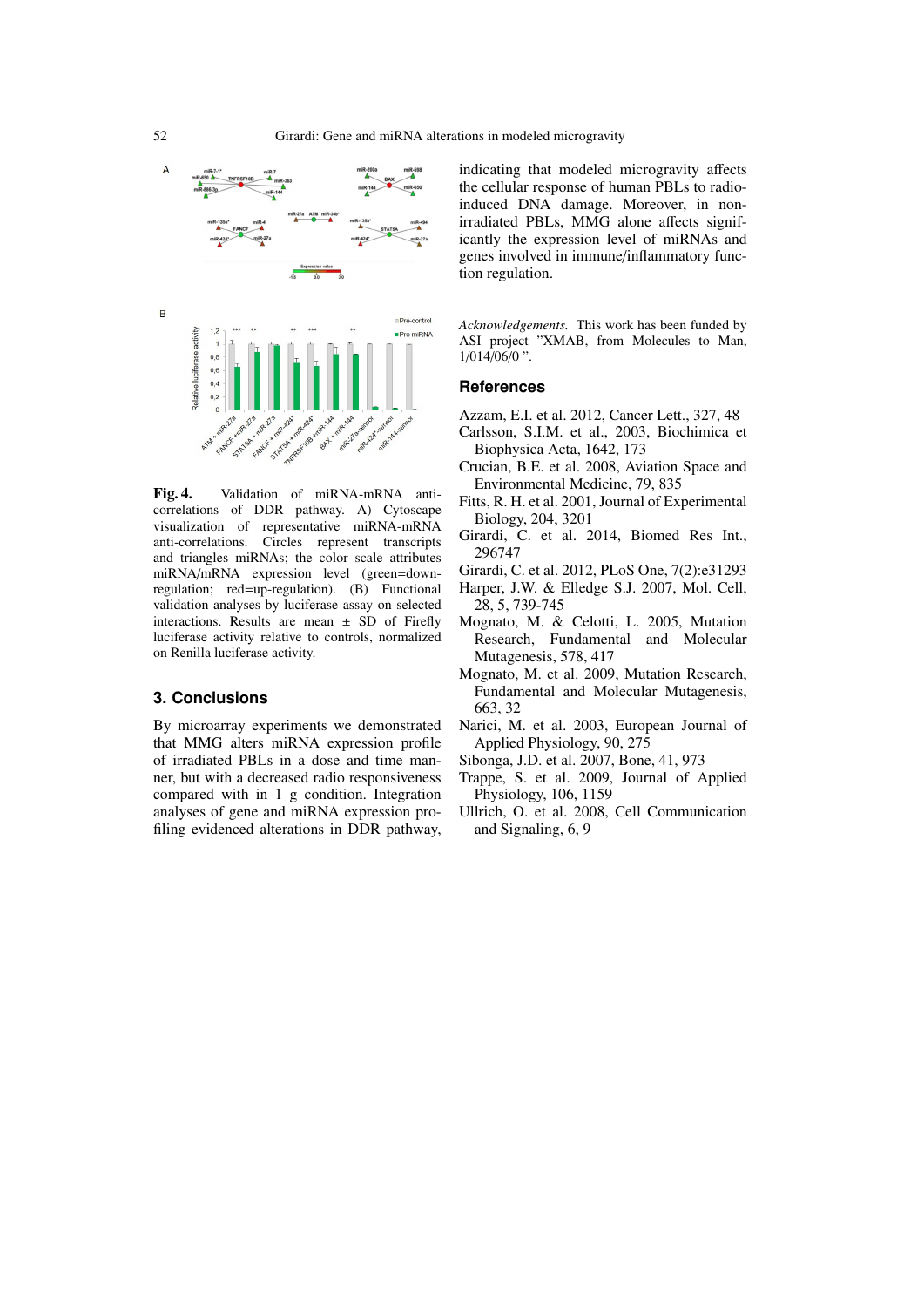A

miR-7-1*
miR-650
TNFRSF10B
miR-7
miR-363
miR-886-3p
miR-144
miR-200a
BAX
miR-598
miR-144
miR-650
miR-27a
ATM
miR-34b*
miR-135a*
FANCF
miR-4
miR-424*
miR-27a
miR-135a*
STAT5A
miR-494
miR-424*
miR-27a
Expression value

B

Relative luciferase activity
1,2
1
0,8
0,6
0,4
0,2
0
***
**
**
***
**
Pre-control
Pre-miRNA
ATM + miR-27a
FANCF + miR-27a
STAT5A + miR-27a
FANCF + miR-424*
STAT5A + miR-424*
TNFRSF10B + miR-144
BAX + miR-144
miR-27a-sensor
miR-424*-sensor
miR-144-sensor

**Fig. 4.** Validation of miRNA-mRNA anti-correlations of DDR pathway. A) Cytoscape visualization of representative miRNA-mRNA anti-correlations. Circles represent transcripts and triangles miRNAs; the color scale attributes miRNA/mRNA expression level (green=down-regulation; red=up-regulation). (B) Functional validation analyses by luciferase assay on selected interactions. Results are mean ± SD of Firefly luciferase activity relative to controls, normalized on Renilla luciferase activity.

## 3. Conclusions

By microarray experiments we demonstrated that MMG alters miRNA expression profile of irradiated PBLs in a dose and time manner, but with a decreased radio responsiveness compared with in 1 g condition. Integration analyses of gene and miRNA expression profiling evidenced alterations in DDR pathway, indicating that modeled microgravity affects the cellular response of human PBLs to radio-induced DNA damage. Moreover, in non-irradiated PBLs, MMG alone affects significantly the expression level of miRNAs and genes involved in immune/inflammatory function regulation.

*Acknowledgements.* This work has been funded by ASI project "XMAB, from Molecules to Man, 1/014/06/0 ".

## References

Azzam, E.I. et al. 2012, Cancer Lett., 327, 48
Carlsson, S.I.M. et al., 2003, Biochimica et Biophysica Acta, 1642, 173
Crucian, B.E. et al. 2008, Aviation Space and Environmental Medicine, 79, 835
Fitts, R. H. et al. 2001, Journal of Experimental Biology, 204, 3201
Girardi, C. et al. 2014, Biomed Res Int., 296747
Girardi, C. et al. 2012, PLoS One, 7(2):e31293
Harper, J.W. & Elledge S.J. 2007, Mol. Cell, 28, 5, 739-745
Mognato, M. & Celotti, L. 2005, Mutation Research, Fundamental and Molecular Mutagenesis, 578, 417
Mognato, M. et al. 2009, Mutation Research, Fundamental and Molecular Mutagenesis, 663, 32
Narici, M. et al. 2003, European Journal of Applied Physiology, 90, 275
Sibonga, J.D. et al. 2007, Bone, 41, 973
Trappe, S. et al. 2009, Journal of Applied Physiology, 106, 1159
Ullrich, O. et al. 2008, Cell Communication and Signaling, 6, 9